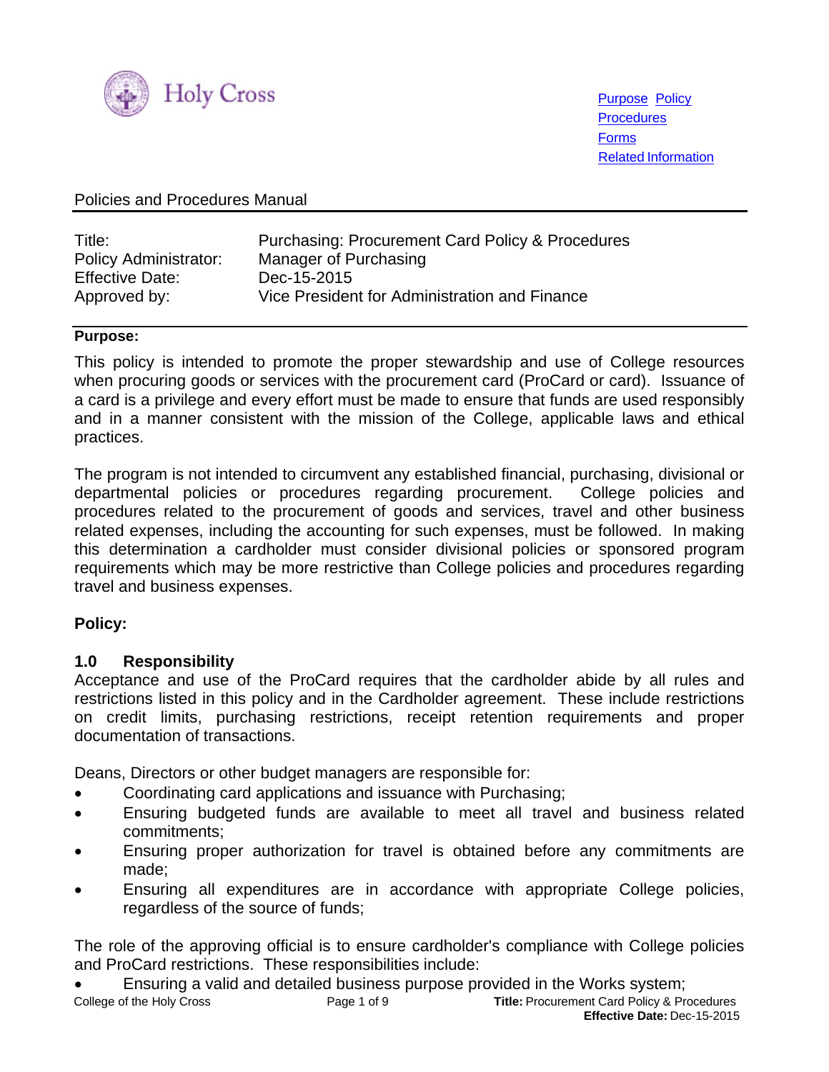Holy Cross

Purpose Policy
Procedures
Forms
Related Information

Policies and Procedures Manual

| | |
|---|---|
| Title: | Purchasing: Procurement Card Policy & Procedures |
| Policy Administrator: | Manager of Purchasing |
| Effective Date: | Dec-15-2015 |
| Approved by: | Vice President for Administration and Finance |

**Purpose:**

This policy is intended to promote the proper stewardship and use of College resources when procuring goods or services with the procurement card (ProCard or card). Issuance of a card is a privilege and every effort must be made to ensure that funds are used responsibly and in a manner consistent with the mission of the College, applicable laws and ethical practices.

The program is not intended to circumvent any established financial, purchasing, divisional or departmental policies or procedures regarding procurement. College policies and procedures related to the procurement of goods and services, travel and other business related expenses, including the accounting for such expenses, must be followed. In making this determination a cardholder must consider divisional policies or sponsored program requirements which may be more restrictive than College policies and procedures regarding travel and business expenses.

**Policy:**

**1.0 Responsibility**

Acceptance and use of the ProCard requires that the cardholder abide by all rules and restrictions listed in this policy and in the Cardholder agreement. These include restrictions on credit limits, purchasing restrictions, receipt retention requirements and proper documentation of transactions.

Deans, Directors or other budget managers are responsible for:

- Coordinating card applications and issuance with Purchasing;
- Ensuring budgeted funds are available to meet all travel and business related commitments;
- Ensuring proper authorization for travel is obtained before any commitments are made;
- Ensuring all expenditures are in accordance with appropriate College policies, regardless of the source of funds;

The role of the approving official is to ensure cardholder's compliance with College policies and ProCard restrictions. These responsibilities include:

- Ensuring a valid and detailed business purpose provided in the Works system;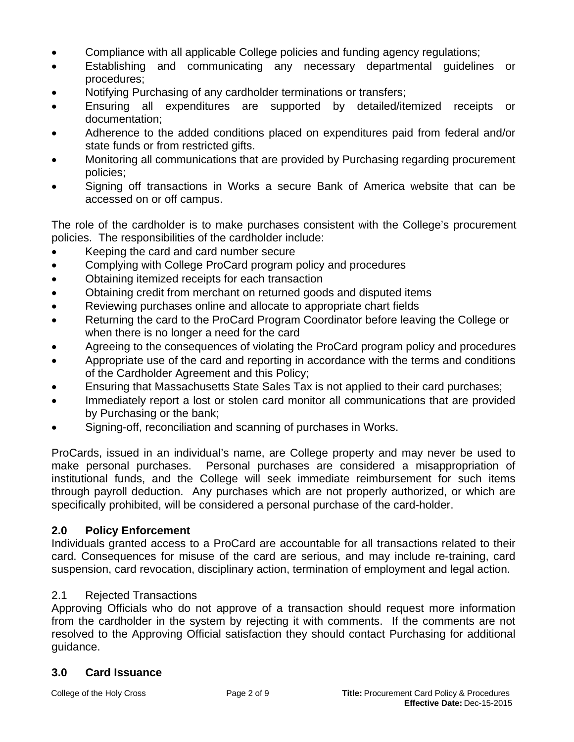- Compliance with all applicable College policies and funding agency regulations;
- Establishing and communicating any necessary departmental guidelines or procedures;
- Notifying Purchasing of any cardholder terminations or transfers;
- Ensuring all expenditures are supported by detailed/itemized receipts or documentation;
- Adherence to the added conditions placed on expenditures paid from federal and/or state funds or from restricted gifts.
- Monitoring all communications that are provided by Purchasing regarding procurement policies;
- Signing off transactions in Works a secure Bank of America website that can be accessed on or off campus.

The role of the cardholder is to make purchases consistent with the College's procurement policies. The responsibilities of the cardholder include:

- Keeping the card and card number secure
- Complying with College ProCard program policy and procedures
- Obtaining itemized receipts for each transaction
- Obtaining credit from merchant on returned goods and disputed items
- Reviewing purchases online and allocate to appropriate chart fields
- Returning the card to the ProCard Program Coordinator before leaving the College or when there is no longer a need for the card
- Agreeing to the consequences of violating the ProCard program policy and procedures
- Appropriate use of the card and reporting in accordance with the terms and conditions of the Cardholder Agreement and this Policy;
- Ensuring that Massachusetts State Sales Tax is not applied to their card purchases;
- Immediately report a lost or stolen card monitor all communications that are provided by Purchasing or the bank;
- Signing-off, reconciliation and scanning of purchases in Works.

ProCards, issued in an individual's name, are College property and may never be used to make personal purchases. Personal purchases are considered a misappropriation of institutional funds, and the College will seek immediate reimbursement for such items through payroll deduction. Any purchases which are not properly authorized, or which are specifically prohibited, will be considered a personal purchase of the card-holder.

## 2.0 Policy Enforcement

Individuals granted access to a ProCard are accountable for all transactions related to their card. Consequences for misuse of the card are serious, and may include re-training, card suspension, card revocation, disciplinary action, termination of employment and legal action.

### 2.1 Rejected Transactions

Approving Officials who do not approve of a transaction should request more information from the cardholder in the system by rejecting it with comments. If the comments are not resolved to the Approving Official satisfaction they should contact Purchasing for additional guidance.

## 3.0 Card Issuance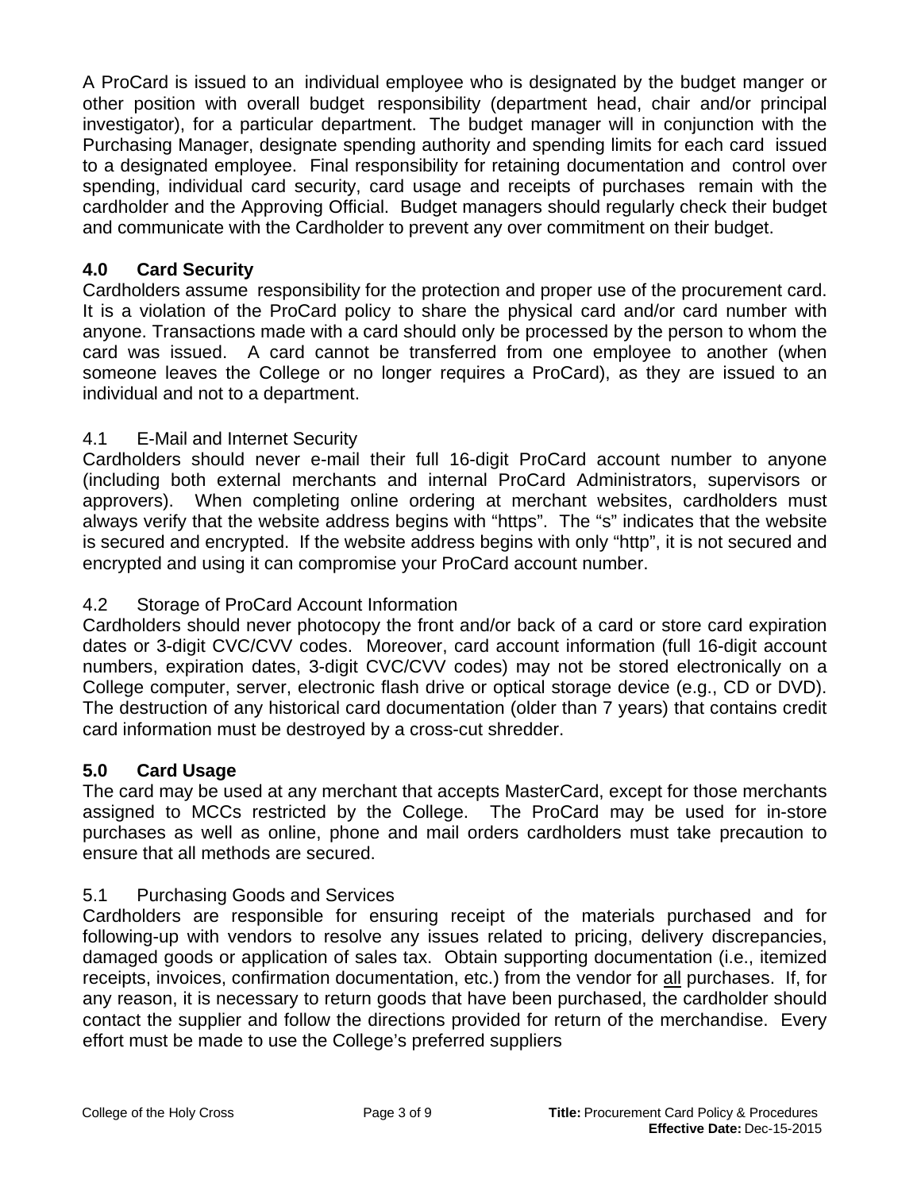A ProCard is issued to an individual employee who is designated by the budget manger or other position with overall budget responsibility (department head, chair and/or principal investigator), for a particular department. The budget manager will in conjunction with the Purchasing Manager, designate spending authority and spending limits for each card issued to a designated employee. Final responsibility for retaining documentation and control over spending, individual card security, card usage and receipts of purchases remain with the cardholder and the Approving Official. Budget managers should regularly check their budget and communicate with the Cardholder to prevent any over commitment on their budget.

## 4.0 Card Security

Cardholders assume responsibility for the protection and proper use of the procurement card. It is a violation of the ProCard policy to share the physical card and/or card number with anyone. Transactions made with a card should only be processed by the person to whom the card was issued. A card cannot be transferred from one employee to another (when someone leaves the College or no longer requires a ProCard), as they are issued to an individual and not to a department.

### 4.1 E-Mail and Internet Security

Cardholders should never e-mail their full 16-digit ProCard account number to anyone (including both external merchants and internal ProCard Administrators, supervisors or approvers). When completing online ordering at merchant websites, cardholders must always verify that the website address begins with "https". The "s" indicates that the website is secured and encrypted. If the website address begins with only "http", it is not secured and encrypted and using it can compromise your ProCard account number.

### 4.2 Storage of ProCard Account Information

Cardholders should never photocopy the front and/or back of a card or store card expiration dates or 3-digit CVC/CVV codes. Moreover, card account information (full 16-digit account numbers, expiration dates, 3-digit CVC/CVV codes) may not be stored electronically on a College computer, server, electronic flash drive or optical storage device (e.g., CD or DVD). The destruction of any historical card documentation (older than 7 years) that contains credit card information must be destroyed by a cross-cut shredder.

## 5.0 Card Usage

The card may be used at any merchant that accepts MasterCard, except for those merchants assigned to MCCs restricted by the College. The ProCard may be used for in-store purchases as well as online, phone and mail orders cardholders must take precaution to ensure that all methods are secured.

### 5.1 Purchasing Goods and Services

Cardholders are responsible for ensuring receipt of the materials purchased and for following-up with vendors to resolve any issues related to pricing, delivery discrepancies, damaged goods or application of sales tax. Obtain supporting documentation (i.e., itemized receipts, invoices, confirmation documentation, etc.) from the vendor for <u>all</u> purchases. If, for any reason, it is necessary to return goods that have been purchased, the cardholder should contact the supplier and follow the directions provided for return of the merchandise. Every effort must be made to use the College's preferred suppliers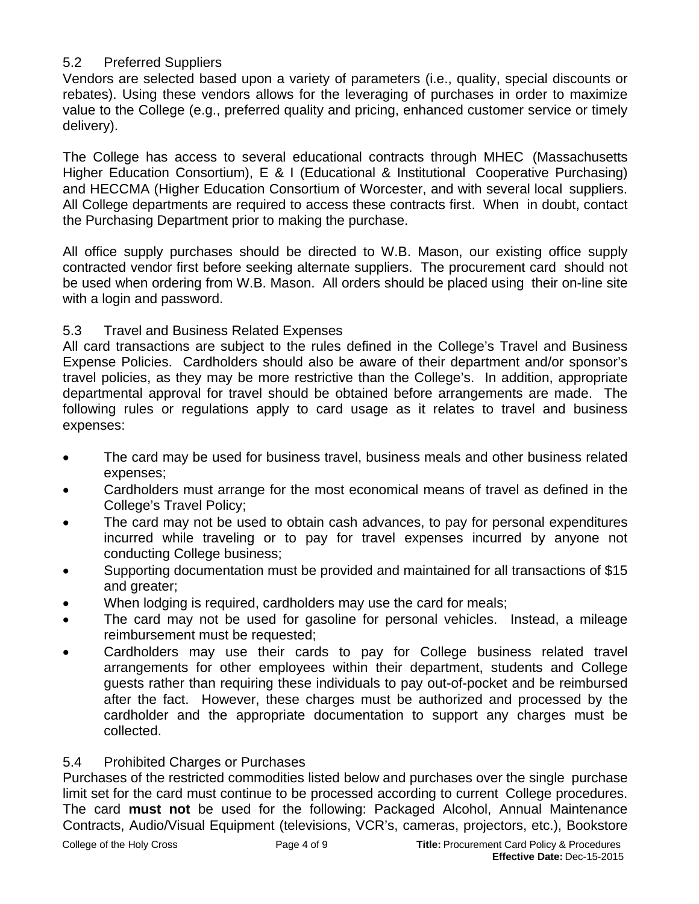## 5.2 Preferred Suppliers

Vendors are selected based upon a variety of parameters (i.e., quality, special discounts or rebates). Using these vendors allows for the leveraging of purchases in order to maximize value to the College (e.g., preferred quality and pricing, enhanced customer service or timely delivery).

The College has access to several educational contracts through MHEC (Massachusetts Higher Education Consortium), E & I (Educational & Institutional Cooperative Purchasing) and HECCMA (Higher Education Consortium of Worcester, and with several local suppliers. All College departments are required to access these contracts first. When in doubt, contact the Purchasing Department prior to making the purchase.

All office supply purchases should be directed to W.B. Mason, our existing office supply contracted vendor first before seeking alternate suppliers. The procurement card should not be used when ordering from W.B. Mason. All orders should be placed using their on-line site with a login and password.

## 5.3 Travel and Business Related Expenses

All card transactions are subject to the rules defined in the College's Travel and Business Expense Policies. Cardholders should also be aware of their department and/or sponsor's travel policies, as they may be more restrictive than the College's. In addition, appropriate departmental approval for travel should be obtained before arrangements are made. The following rules or regulations apply to card usage as it relates to travel and business expenses:

- The card may be used for business travel, business meals and other business related expenses;
- Cardholders must arrange for the most economical means of travel as defined in the College's Travel Policy;
- The card may not be used to obtain cash advances, to pay for personal expenditures incurred while traveling or to pay for travel expenses incurred by anyone not conducting College business;
- Supporting documentation must be provided and maintained for all transactions of $15 and greater;
- When lodging is required, cardholders may use the card for meals;
- The card may not be used for gasoline for personal vehicles. Instead, a mileage reimbursement must be requested;
- Cardholders may use their cards to pay for College business related travel arrangements for other employees within their department, students and College guests rather than requiring these individuals to pay out-of-pocket and be reimbursed after the fact. However, these charges must be authorized and processed by the cardholder and the appropriate documentation to support any charges must be collected.

## 5.4 Prohibited Charges or Purchases

Purchases of the restricted commodities listed below and purchases over the single purchase limit set for the card must continue to be processed according to current College procedures. The card **must not** be used for the following: Packaged Alcohol, Annual Maintenance Contracts, Audio/Visual Equipment (televisions, VCR's, cameras, projectors, etc.), Bookstore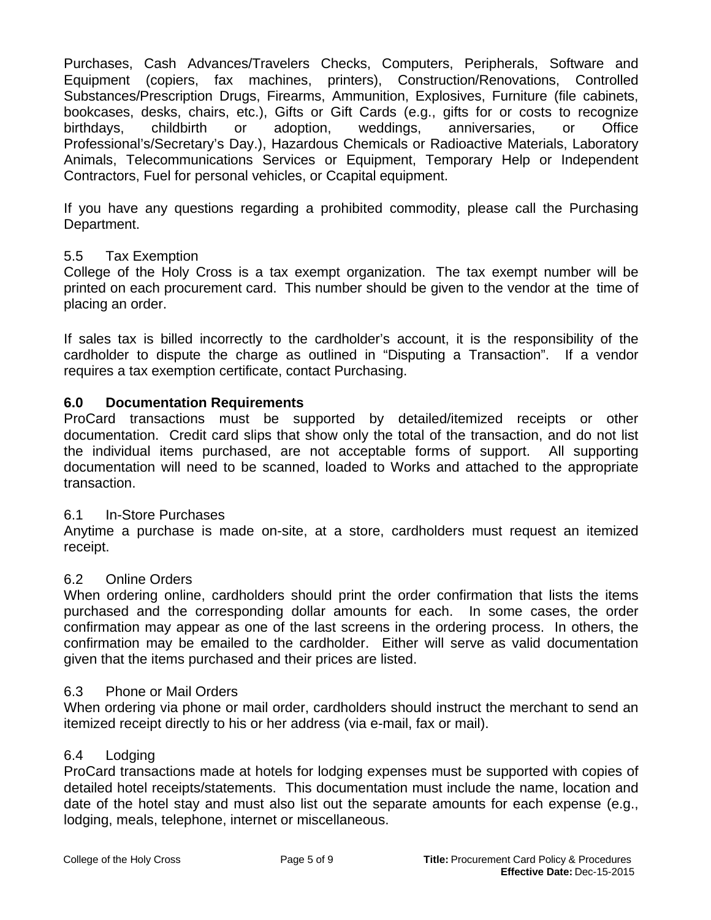Purchases, Cash Advances/Travelers Checks, Computers, Peripherals, Software and Equipment (copiers, fax machines, printers), Construction/Renovations, Controlled Substances/Prescription Drugs, Firearms, Ammunition, Explosives, Furniture (file cabinets, bookcases, desks, chairs, etc.), Gifts or Gift Cards (e.g., gifts for or costs to recognize birthdays, childbirth or adoption, weddings, anniversaries, or Office Professional's/Secretary's Day.), Hazardous Chemicals or Radioactive Materials, Laboratory Animals, Telecommunications Services or Equipment, Temporary Help or Independent Contractors, Fuel for personal vehicles, or Ccapital equipment.

If you have any questions regarding a prohibited commodity, please call the Purchasing Department.

5.5 Tax Exemption

College of the Holy Cross is a tax exempt organization. The tax exempt number will be printed on each procurement card. This number should be given to the vendor at the time of placing an order.

If sales tax is billed incorrectly to the cardholder's account, it is the responsibility of the cardholder to dispute the charge as outlined in "Disputing a Transaction". If a vendor requires a tax exemption certificate, contact Purchasing.

## 6.0 Documentation Requirements

ProCard transactions must be supported by detailed/itemized receipts or other documentation. Credit card slips that show only the total of the transaction, and do not list the individual items purchased, are not acceptable forms of support. All supporting documentation will need to be scanned, loaded to Works and attached to the appropriate transaction.

6.1 In-Store Purchases

Anytime a purchase is made on-site, at a store, cardholders must request an itemized receipt.

6.2 Online Orders

When ordering online, cardholders should print the order confirmation that lists the items purchased and the corresponding dollar amounts for each. In some cases, the order confirmation may appear as one of the last screens in the ordering process. In others, the confirmation may be emailed to the cardholder. Either will serve as valid documentation given that the items purchased and their prices are listed.

6.3 Phone or Mail Orders

When ordering via phone or mail order, cardholders should instruct the merchant to send an itemized receipt directly to his or her address (via e-mail, fax or mail).

6.4 Lodging

ProCard transactions made at hotels for lodging expenses must be supported with copies of detailed hotel receipts/statements. This documentation must include the name, location and date of the hotel stay and must also list out the separate amounts for each expense (e.g., lodging, meals, telephone, internet or miscellaneous.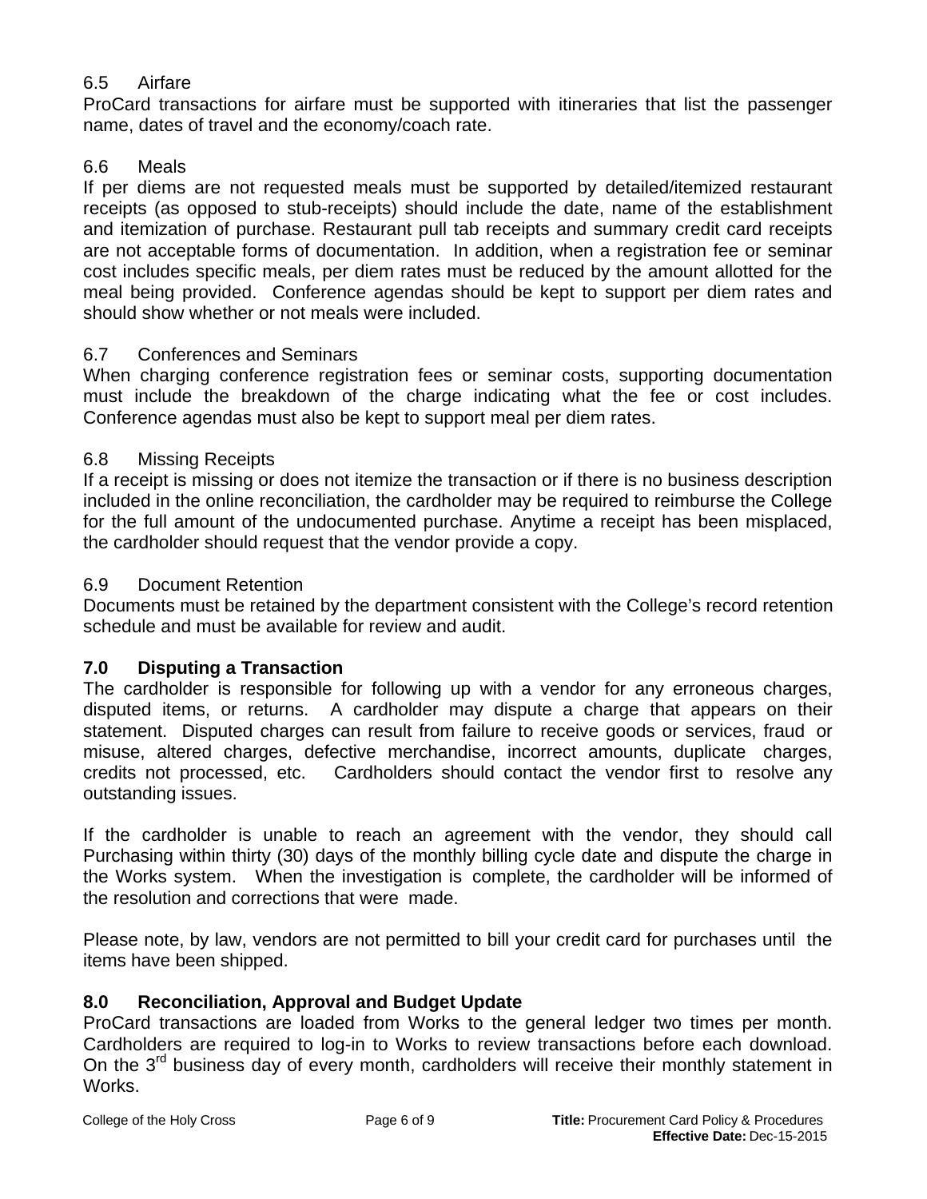### 6.5 Airfare

ProCard transactions for airfare must be supported with itineraries that list the passenger name, dates of travel and the economy/coach rate.

### 6.6 Meals

If per diems are not requested meals must be supported by detailed/itemized restaurant receipts (as opposed to stub-receipts) should include the date, name of the establishment and itemization of purchase. Restaurant pull tab receipts and summary credit card receipts are not acceptable forms of documentation. In addition, when a registration fee or seminar cost includes specific meals, per diem rates must be reduced by the amount allotted for the meal being provided. Conference agendas should be kept to support per diem rates and should show whether or not meals were included.

### 6.7 Conferences and Seminars

When charging conference registration fees or seminar costs, supporting documentation must include the breakdown of the charge indicating what the fee or cost includes. Conference agendas must also be kept to support meal per diem rates.

### 6.8 Missing Receipts

If a receipt is missing or does not itemize the transaction or if there is no business description included in the online reconciliation, the cardholder may be required to reimburse the College for the full amount of the undocumented purchase. Anytime a receipt has been misplaced, the cardholder should request that the vendor provide a copy.

### 6.9 Document Retention

Documents must be retained by the department consistent with the College's record retention schedule and must be available for review and audit.

## 7.0 Disputing a Transaction

The cardholder is responsible for following up with a vendor for any erroneous charges, disputed items, or returns. A cardholder may dispute a charge that appears on their statement. Disputed charges can result from failure to receive goods or services, fraud or misuse, altered charges, defective merchandise, incorrect amounts, duplicate charges, credits not processed, etc. Cardholders should contact the vendor first to resolve any outstanding issues.

If the cardholder is unable to reach an agreement with the vendor, they should call Purchasing within thirty (30) days of the monthly billing cycle date and dispute the charge in the Works system. When the investigation is complete, the cardholder will be informed of the resolution and corrections that were made.

Please note, by law, vendors are not permitted to bill your credit card for purchases until the items have been shipped.

## 8.0 Reconciliation, Approval and Budget Update

ProCard transactions are loaded from Works to the general ledger two times per month. Cardholders are required to log-in to Works to review transactions before each download. On the 3rd business day of every month, cardholders will receive their monthly statement in Works.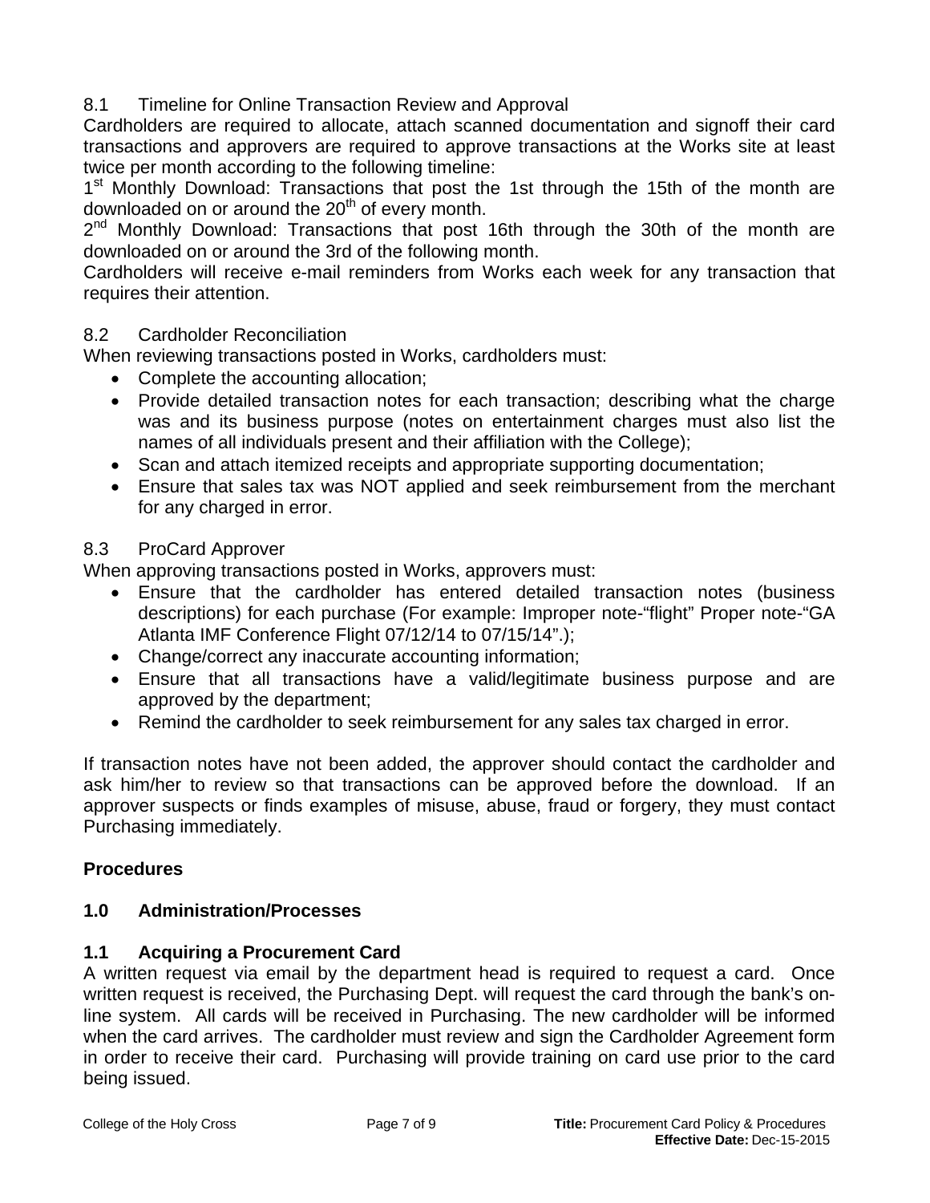### 8.1 Timeline for Online Transaction Review and Approval

Cardholders are required to allocate, attach scanned documentation and signoff their card transactions and approvers are required to approve transactions at the Works site at least twice per month according to the following timeline:

1st Monthly Download: Transactions that post the 1st through the 15th of the month are downloaded on or around the 20th of every month.

2nd Monthly Download: Transactions that post 16th through the 30th of the month are downloaded on or around the 3rd of the following month.

Cardholders will receive e-mail reminders from Works each week for any transaction that requires their attention.

### 8.2 Cardholder Reconciliation

When reviewing transactions posted in Works, cardholders must:

- Complete the accounting allocation;
- Provide detailed transaction notes for each transaction; describing what the charge was and its business purpose (notes on entertainment charges must also list the names of all individuals present and their affiliation with the College);
- Scan and attach itemized receipts and appropriate supporting documentation;
- Ensure that sales tax was NOT applied and seek reimbursement from the merchant for any charged in error.

### 8.3 ProCard Approver

When approving transactions posted in Works, approvers must:

- Ensure that the cardholder has entered detailed transaction notes (business descriptions) for each purchase (For example: Improper note-“flight” Proper note-“GA Atlanta IMF Conference Flight 07/12/14 to 07/15/14”.);
- Change/correct any inaccurate accounting information;
- Ensure that all transactions have a valid/legitimate business purpose and are approved by the department;
- Remind the cardholder to seek reimbursement for any sales tax charged in error.

If transaction notes have not been added, the approver should contact the cardholder and ask him/her to review so that transactions can be approved before the download. If an approver suspects or finds examples of misuse, abuse, fraud or forgery, they must contact Purchasing immediately.

## Procedures

## 1.0 Administration/Processes

### 1.1 Acquiring a Procurement Card

A written request via email by the department head is required to request a card. Once written request is received, the Purchasing Dept. will request the card through the bank’s on-line system. All cards will be received in Purchasing. The new cardholder will be informed when the card arrives. The cardholder must review and sign the Cardholder Agreement form in order to receive their card. Purchasing will provide training on card use prior to the card being issued.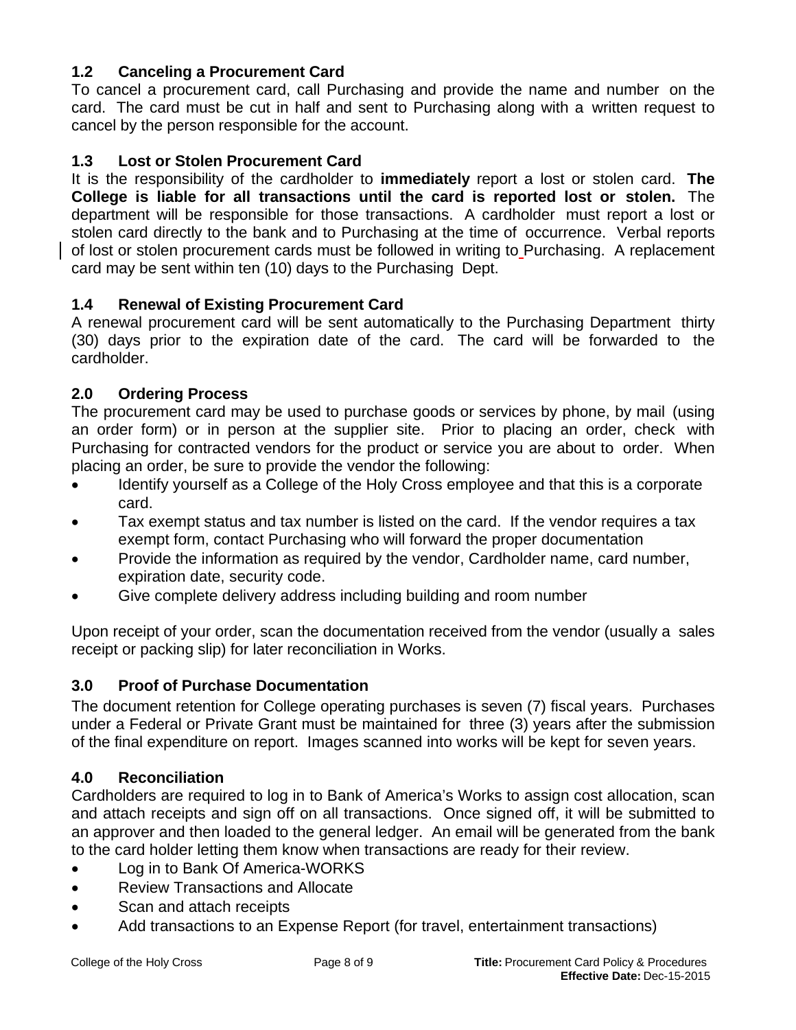### 1.2 Canceling a Procurement Card

To cancel a procurement card, call Purchasing and provide the name and number on the card. The card must be cut in half and sent to Purchasing along with a written request to cancel by the person responsible for the account.

### 1.3 Lost or Stolen Procurement Card

It is the responsibility of the cardholder to **immediately** report a lost or stolen card. **The College is liable for all transactions until the card is reported lost or stolen.** The department will be responsible for those transactions. A cardholder must report a lost or stolen card directly to the bank and to Purchasing at the time of occurrence. Verbal reports of lost or stolen procurement cards must be followed in writing to Purchasing. A replacement card may be sent within ten (10) days to the Purchasing Dept.

### 1.4 Renewal of Existing Procurement Card

A renewal procurement card will be sent automatically to the Purchasing Department thirty (30) days prior to the expiration date of the card. The card will be forwarded to the cardholder.

## 2.0 Ordering Process

The procurement card may be used to purchase goods or services by phone, by mail (using an order form) or in person at the supplier site. Prior to placing an order, check with Purchasing for contracted vendors for the product or service you are about to order. When placing an order, be sure to provide the vendor the following:

- Identify yourself as a College of the Holy Cross employee and that this is a corporate card.
- Tax exempt status and tax number is listed on the card. If the vendor requires a tax exempt form, contact Purchasing who will forward the proper documentation
- Provide the information as required by the vendor, Cardholder name, card number, expiration date, security code.
- Give complete delivery address including building and room number

Upon receipt of your order, scan the documentation received from the vendor (usually a sales receipt or packing slip) for later reconciliation in Works.

## 3.0 Proof of Purchase Documentation

The document retention for College operating purchases is seven (7) fiscal years. Purchases under a Federal or Private Grant must be maintained for three (3) years after the submission of the final expenditure on report. Images scanned into works will be kept for seven years.

## 4.0 Reconciliation

Cardholders are required to log in to Bank of America's Works to assign cost allocation, scan and attach receipts and sign off on all transactions. Once signed off, it will be submitted to an approver and then loaded to the general ledger. An email will be generated from the bank to the card holder letting them know when transactions are ready for their review.

- Log in to Bank Of America-WORKS
- Review Transactions and Allocate
- Scan and attach receipts
- Add transactions to an Expense Report (for travel, entertainment transactions)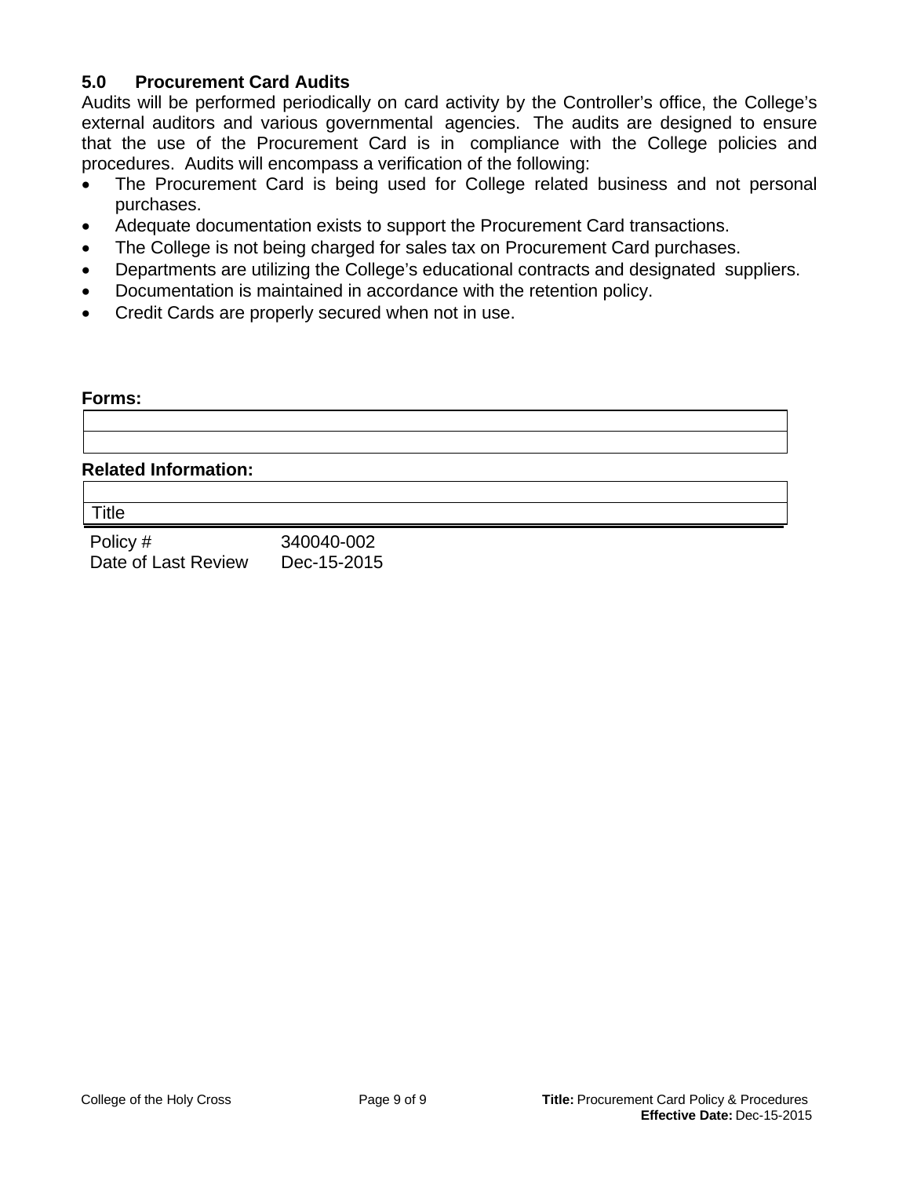### 5.0 Procurement Card Audits

Audits will be performed periodically on card activity by the Controller's office, the College's external auditors and various governmental agencies. The audits are designed to ensure that the use of the Procurement Card is in compliance with the College policies and procedures. Audits will encompass a verification of the following:

- The Procurement Card is being used for College related business and not personal purchases.
- Adequate documentation exists to support the Procurement Card transactions.
- The College is not being charged for sales tax on Procurement Card purchases.
- Departments are utilizing the College's educational contracts and designated suppliers.
- Documentation is maintained in accordance with the retention policy.
- Credit Cards are properly secured when not in use.

**Forms:**

| |
|---|
| |
| |

**Related Information:**

| |
|---|
| |
| Title |

| | |
|---|---|
| Policy # | 340040-002 |
| Date of Last Review | Dec-15-2015 |